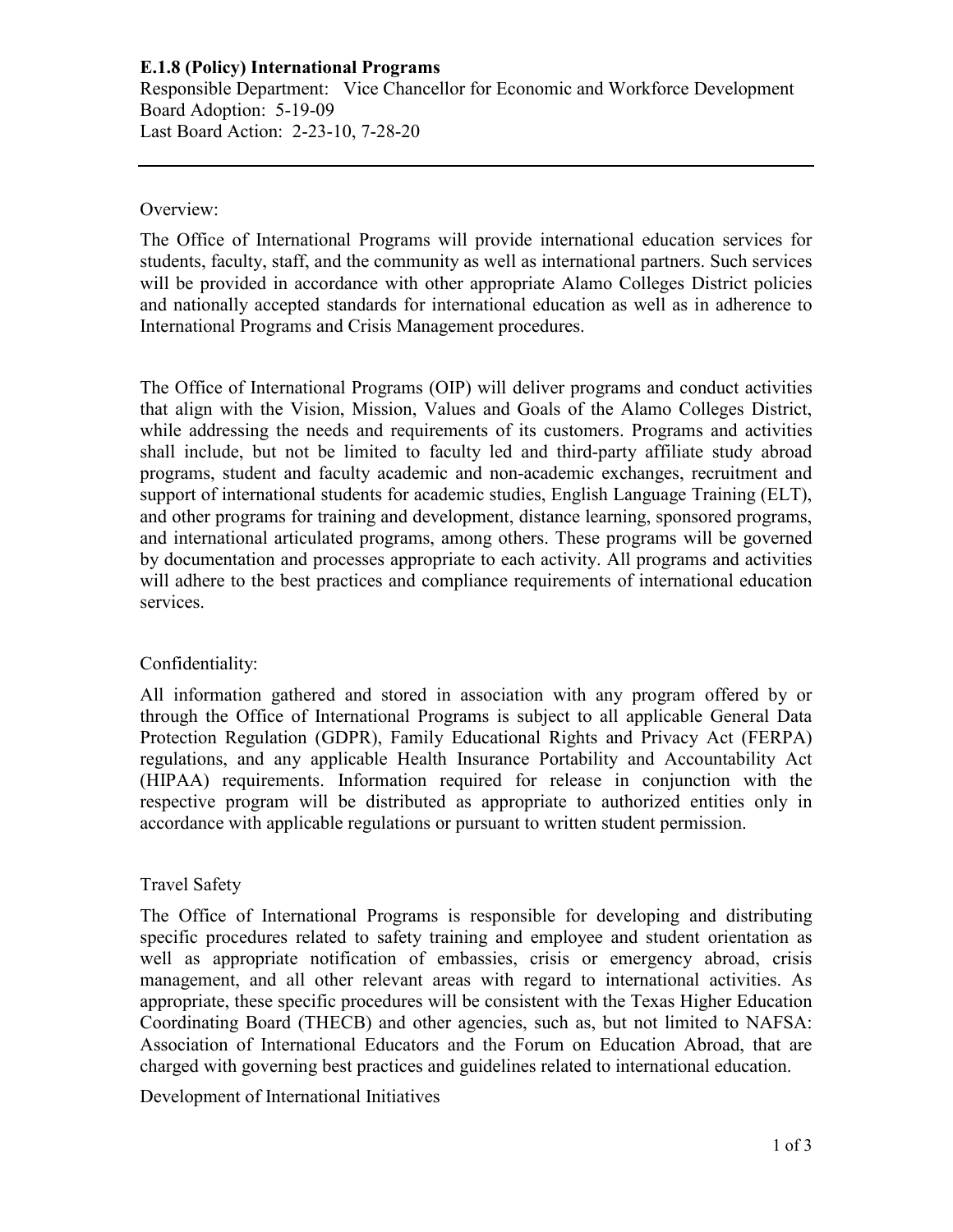**E.1.8 (Policy) International Programs**

Responsible Department: Vice Chancellor for Economic and Workforce Development
Board Adoption: 5-19-09
Last Board Action: 2-23-10, 7-28-20

---

Overview:

The Office of International Programs will provide international education services for students, faculty, staff, and the community as well as international partners. Such services will be provided in accordance with other appropriate Alamo Colleges District policies and nationally accepted standards for international education as well as in adherence to International Programs and Crisis Management procedures.

The Office of International Programs (OIP) will deliver programs and conduct activities that align with the Vision, Mission, Values and Goals of the Alamo Colleges District, while addressing the needs and requirements of its customers. Programs and activities shall include, but not be limited to faculty led and third-party affiliate study abroad programs, student and faculty academic and non-academic exchanges, recruitment and support of international students for academic studies, English Language Training (ELT), and other programs for training and development, distance learning, sponsored programs, and international articulated programs, among others. These programs will be governed by documentation and processes appropriate to each activity. All programs and activities will adhere to the best practices and compliance requirements of international education services.

Confidentiality:

All information gathered and stored in association with any program offered by or through the Office of International Programs is subject to all applicable General Data Protection Regulation (GDPR), Family Educational Rights and Privacy Act (FERPA) regulations, and any applicable Health Insurance Portability and Accountability Act (HIPAA) requirements. Information required for release in conjunction with the respective program will be distributed as appropriate to authorized entities only in accordance with applicable regulations or pursuant to written student permission.

Travel Safety

The Office of International Programs is responsible for developing and distributing specific procedures related to safety training and employee and student orientation as well as appropriate notification of embassies, crisis or emergency abroad, crisis management, and all other relevant areas with regard to international activities. As appropriate, these specific procedures will be consistent with the Texas Higher Education Coordinating Board (THECB) and other agencies, such as, but not limited to NAFSA: Association of International Educators and the Forum on Education Abroad, that are charged with governing best practices and guidelines related to international education.

Development of International Initiatives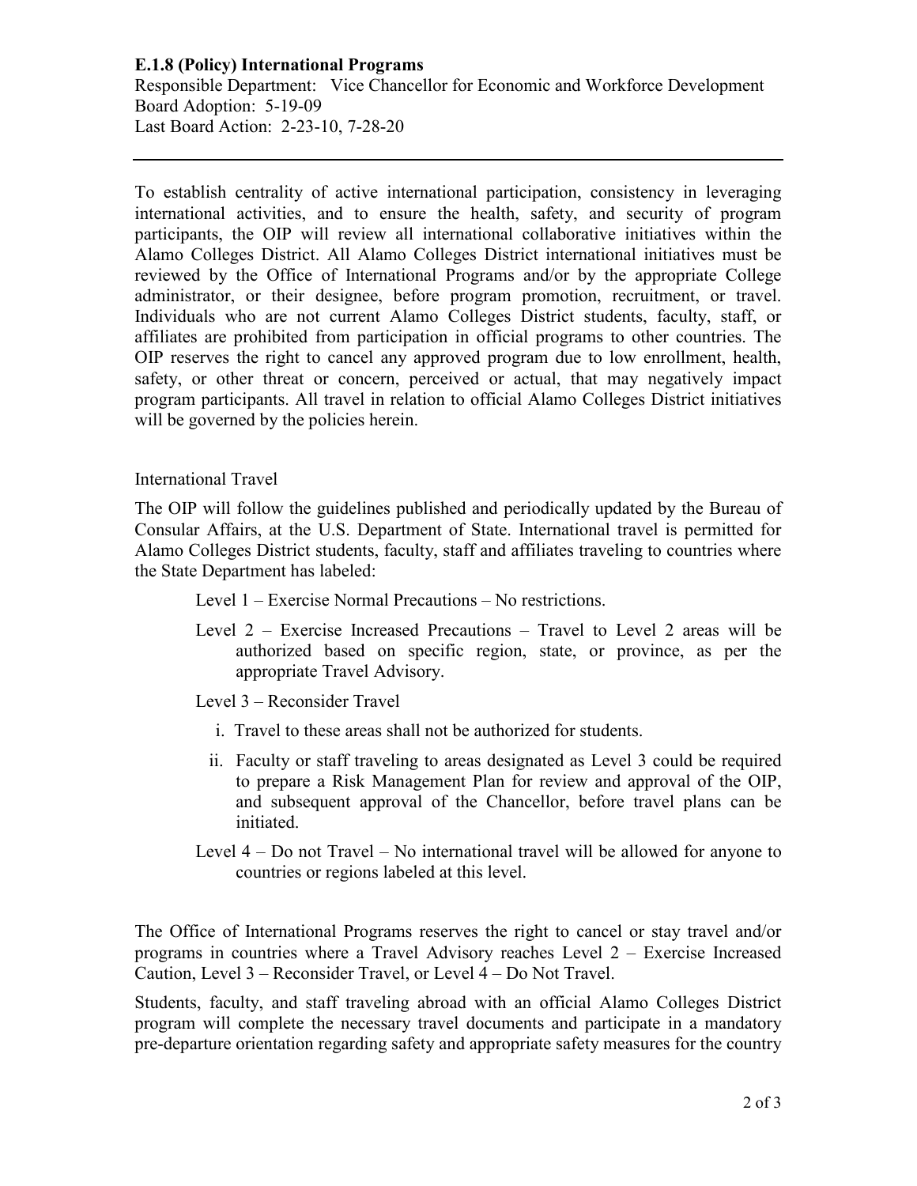**E.1.8 (Policy) International Programs**

Responsible Department: Vice Chancellor for Economic and Workforce Development
Board Adoption: 5-19-09
Last Board Action: 2-23-10, 7-28-20

---

To establish centrality of active international participation, consistency in leveraging international activities, and to ensure the health, safety, and security of program participants, the OIP will review all international collaborative initiatives within the Alamo Colleges District. All Alamo Colleges District international initiatives must be reviewed by the Office of International Programs and/or by the appropriate College administrator, or their designee, before program promotion, recruitment, or travel. Individuals who are not current Alamo Colleges District students, faculty, staff, or affiliates are prohibited from participation in official programs to other countries. The OIP reserves the right to cancel any approved program due to low enrollment, health, safety, or other threat or concern, perceived or actual, that may negatively impact program participants. All travel in relation to official Alamo Colleges District initiatives will be governed by the policies herein.

International Travel

The OIP will follow the guidelines published and periodically updated by the Bureau of Consular Affairs, at the U.S. Department of State. International travel is permitted for Alamo Colleges District students, faculty, staff and affiliates traveling to countries where the State Department has labeled:

Level 1 – Exercise Normal Precautions – No restrictions.

Level 2 – Exercise Increased Precautions – Travel to Level 2 areas will be authorized based on specific region, state, or province, as per the appropriate Travel Advisory.

Level 3 – Reconsider Travel

i. Travel to these areas shall not be authorized for students.

ii. Faculty or staff traveling to areas designated as Level 3 could be required to prepare a Risk Management Plan for review and approval of the OIP, and subsequent approval of the Chancellor, before travel plans can be initiated.

Level 4 – Do not Travel – No international travel will be allowed for anyone to countries or regions labeled at this level.

The Office of International Programs reserves the right to cancel or stay travel and/or programs in countries where a Travel Advisory reaches Level 2 – Exercise Increased Caution, Level 3 – Reconsider Travel, or Level 4 – Do Not Travel.

Students, faculty, and staff traveling abroad with an official Alamo Colleges District program will complete the necessary travel documents and participate in a mandatory pre-departure orientation regarding safety and appropriate safety measures for the country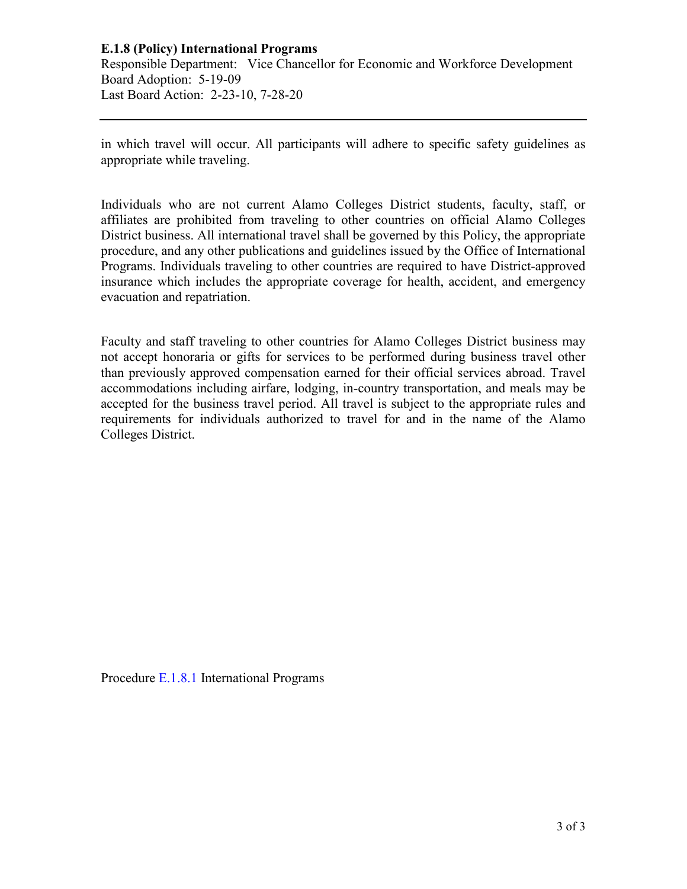in which travel will occur. All participants will adhere to specific safety guidelines as appropriate while traveling.

Individuals who are not current Alamo Colleges District students, faculty, staff, or affiliates are prohibited from traveling to other countries on official Alamo Colleges District business. All international travel shall be governed by this Policy, the appropriate procedure, and any other publications and guidelines issued by the Office of International Programs. Individuals traveling to other countries are required to have District-approved insurance which includes the appropriate coverage for health, accident, and emergency evacuation and repatriation.

Faculty and staff traveling to other countries for Alamo Colleges District business may not accept honoraria or gifts for services to be performed during business travel other than previously approved compensation earned for their official services abroad. Travel accommodations including airfare, lodging, in-country transportation, and meals may be accepted for the business travel period. All travel is subject to the appropriate rules and requirements for individuals authorized to travel for and in the name of the Alamo Colleges District.

Procedure E.1.8.1 International Programs